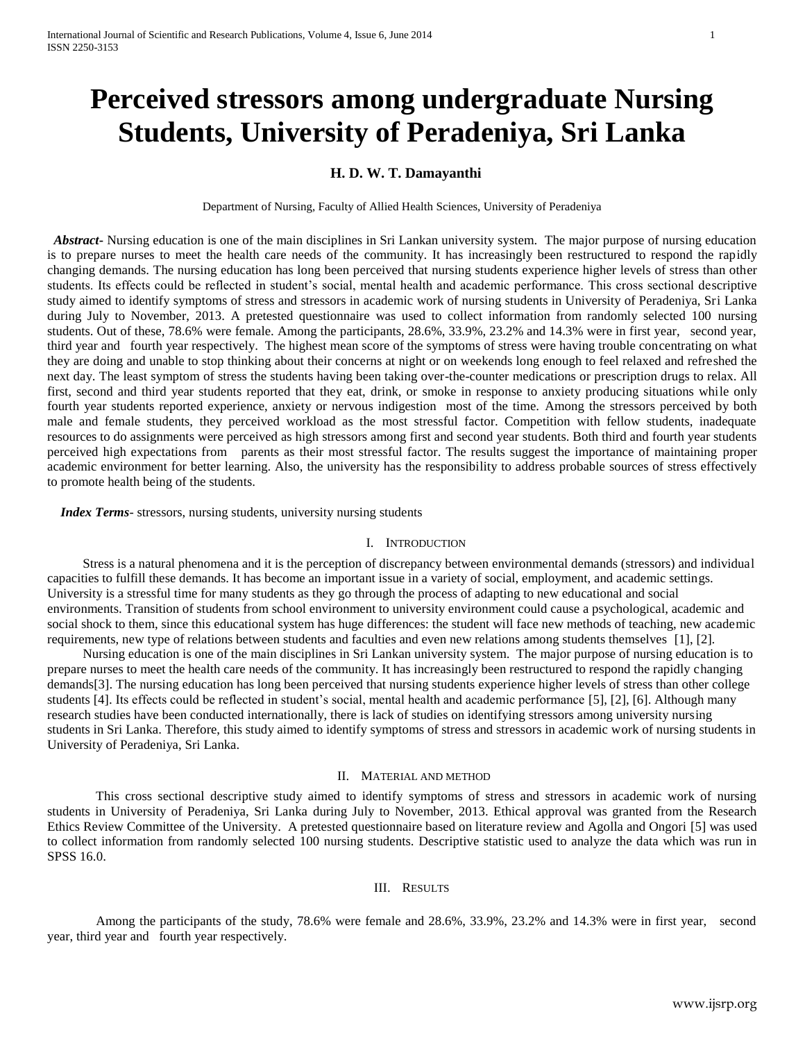# Perceived stressors among undergraduate Nursing Students, University of Peradeniya, Sri Lanka

**H. D. W. T. Damayanthi**

Department of Nursing, Faculty of Allied Health Sciences, University of Peradeniya

***Abstract-*** Nursing education is one of the main disciplines in Sri Lankan university system. The major purpose of nursing education is to prepare nurses to meet the health care needs of the community. It has increasingly been restructured to respond the rapidly changing demands. The nursing education has long been perceived that nursing students experience higher levels of stress than other students. Its effects could be reflected in student's social, mental health and academic performance. This cross sectional descriptive study aimed to identify symptoms of stress and stressors in academic work of nursing students in University of Peradeniya, Sri Lanka during July to November, 2013. A pretested questionnaire was used to collect information from randomly selected 100 nursing students. Out of these, 78.6% were female. Among the participants, 28.6%, 33.9%, 23.2% and 14.3% were in first year, second year, third year and fourth year respectively. The highest mean score of the symptoms of stress were having trouble concentrating on what they are doing and unable to stop thinking about their concerns at night or on weekends long enough to feel relaxed and refreshed the next day. The least symptom of stress the students having been taking over-the-counter medications or prescription drugs to relax. All first, second and third year students reported that they eat, drink, or smoke in response to anxiety producing situations while only fourth year students reported experience, anxiety or nervous indigestion most of the time. Among the stressors perceived by both male and female students, they perceived workload as the most stressful factor. Competition with fellow students, inadequate resources to do assignments were perceived as high stressors among first and second year students. Both third and fourth year students perceived high expectations from parents as their most stressful factor. The results suggest the importance of maintaining proper academic environment for better learning. Also, the university has the responsibility to address probable sources of stress effectively to promote health being of the students.

***Index Terms-*** stressors, nursing students, university nursing students

## I. Introduction

Stress is a natural phenomena and it is the perception of discrepancy between environmental demands (stressors) and individual capacities to fulfill these demands. It has become an important issue in a variety of social, employment, and academic settings. University is a stressful time for many students as they go through the process of adapting to new educational and social environments. Transition of students from school environment to university environment could cause a psychological, academic and social shock to them, since this educational system has huge differences: the student will face new methods of teaching, new academic requirements, new type of relations between students and faculties and even new relations among students themselves [1], [2].

Nursing education is one of the main disciplines in Sri Lankan university system. The major purpose of nursing education is to prepare nurses to meet the health care needs of the community. It has increasingly been restructured to respond the rapidly changing demands[3]. The nursing education has long been perceived that nursing students experience higher levels of stress than other college students [4]. Its effects could be reflected in student's social, mental health and academic performance [5], [2], [6]. Although many research studies have been conducted internationally, there is lack of studies on identifying stressors among university nursing students in Sri Lanka. Therefore, this study aimed to identify symptoms of stress and stressors in academic work of nursing students in University of Peradeniya, Sri Lanka.

## II. Material and method

This cross sectional descriptive study aimed to identify symptoms of stress and stressors in academic work of nursing students in University of Peradeniya, Sri Lanka during July to November, 2013. Ethical approval was granted from the Research Ethics Review Committee of the University. A pretested questionnaire based on literature review and Agolla and Ongori [5] was used to collect information from randomly selected 100 nursing students. Descriptive statistic used to analyze the data which was run in SPSS 16.0.

## III. Results

Among the participants of the study, 78.6% were female and 28.6%, 33.9%, 23.2% and 14.3% were in first year, second year, third year and fourth year respectively.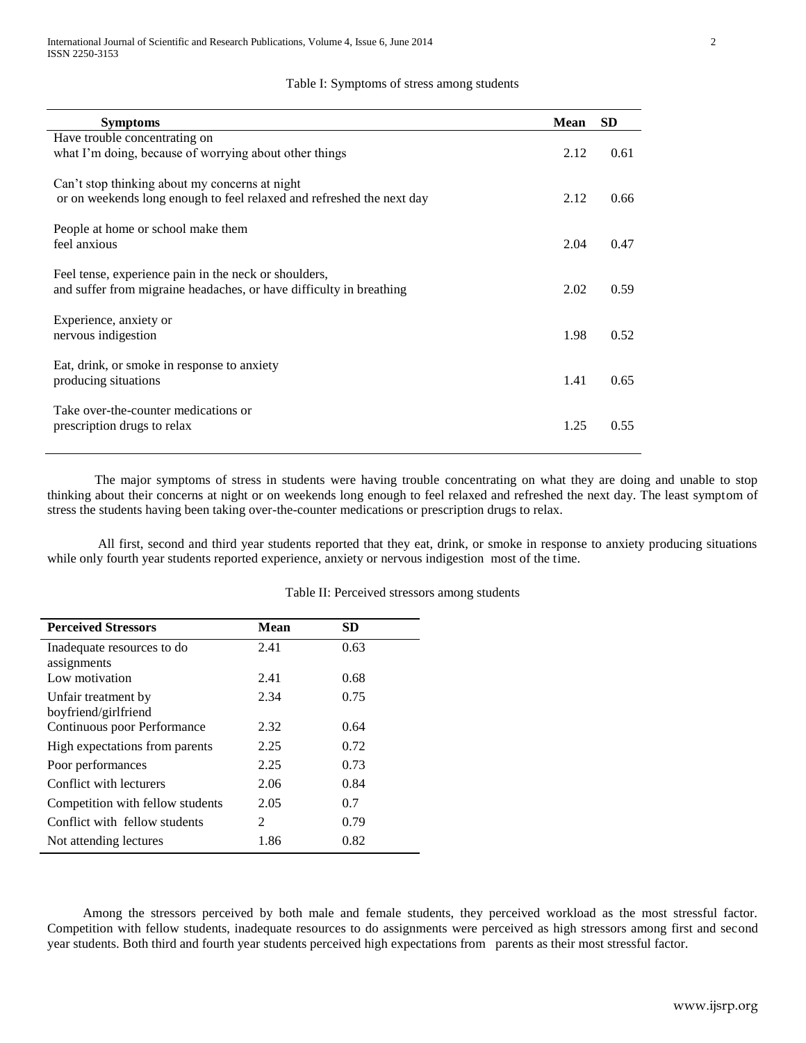Table I: Symptoms of stress among students

| Symptoms | Mean | SD |
|---|---|---|
| Have trouble concentrating on what I'm doing, because of worrying about other things | 2.12 | 0.61 |
| Can't stop thinking about my concerns at night or on weekends long enough to feel relaxed and refreshed the next day | 2.12 | 0.66 |
| People at home or school make them feel anxious | 2.04 | 0.47 |
| Feel tense, experience pain in the neck or shoulders, and suffer from migraine headaches, or have difficulty in breathing | 2.02 | 0.59 |
| Experience, anxiety or nervous indigestion | 1.98 | 0.52 |
| Eat, drink, or smoke in response to anxiety producing situations | 1.41 | 0.65 |
| Take over-the-counter medications or prescription drugs to relax | 1.25 | 0.55 |

The major symptoms of stress in students were having trouble concentrating on what they are doing and unable to stop thinking about their concerns at night or on weekends long enough to feel relaxed and refreshed the next day. The least symptom of stress the students having been taking over-the-counter medications or prescription drugs to relax.

All first, second and third year students reported that they eat, drink, or smoke in response to anxiety producing situations while only fourth year students reported experience, anxiety or nervous indigestion most of the time.

Table II: Perceived stressors among students

| Perceived Stressors | Mean | SD |
|---|---|---|
| Inadequate resources to do assignments | 2.41 | 0.63 |
| Low motivation | 2.41 | 0.68 |
| Unfair treatment by boyfriend/girlfriend | 2.34 | 0.75 |
| Continuous poor Performance | 2.32 | 0.64 |
| High expectations from parents | 2.25 | 0.72 |
| Poor performances | 2.25 | 0.73 |
| Conflict with lecturers | 2.06 | 0.84 |
| Competition with fellow students | 2.05 | 0.7 |
| Conflict with fellow students | 2 | 0.79 |
| Not attending lectures | 1.86 | 0.82 |

Among the stressors perceived by both male and female students, they perceived workload as the most stressful factor. Competition with fellow students, inadequate resources to do assignments were perceived as high stressors among first and second year students. Both third and fourth year students perceived high expectations from parents as their most stressful factor.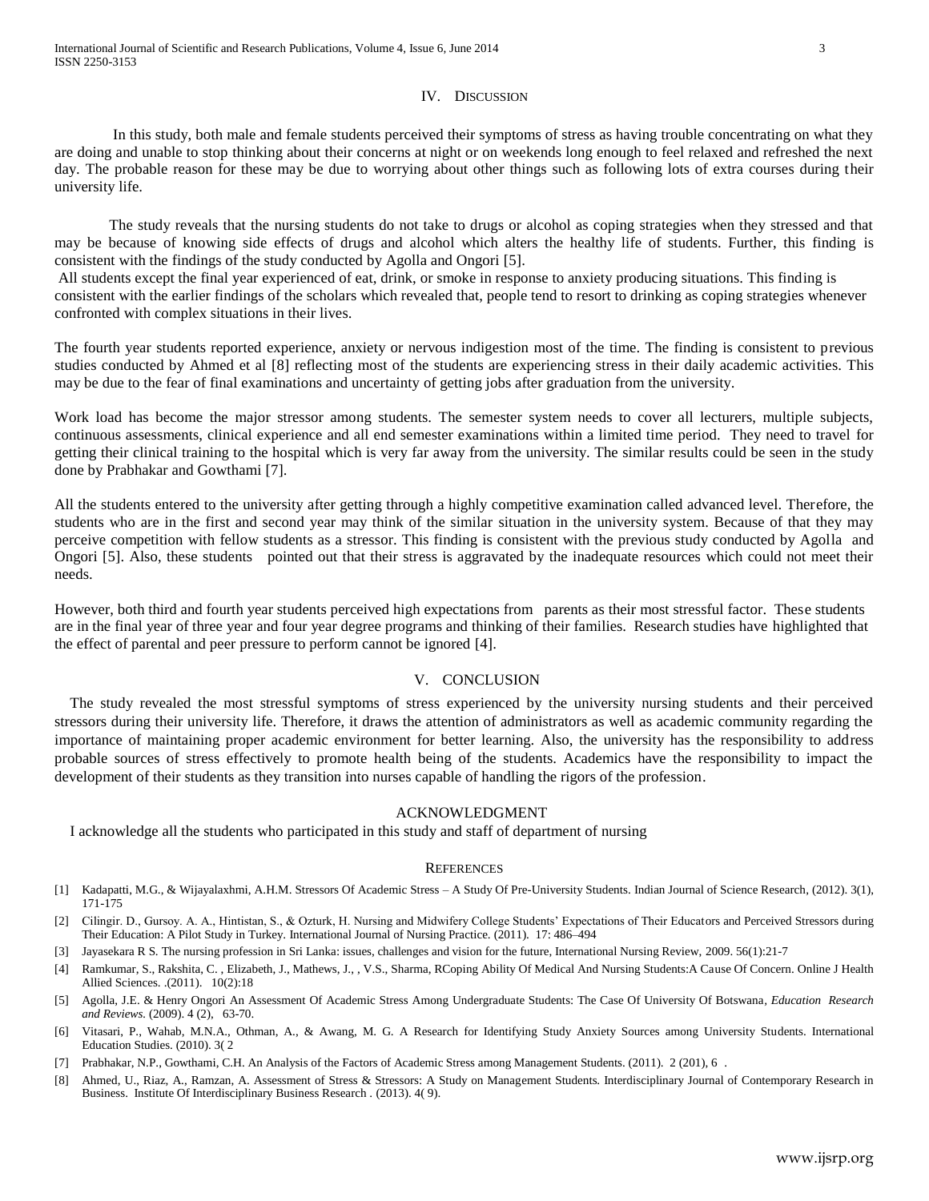## IV. Discussion

In this study, both male and female students perceived their symptoms of stress as having trouble concentrating on what they are doing and unable to stop thinking about their concerns at night or on weekends long enough to feel relaxed and refreshed the next day. The probable reason for these may be due to worrying about other things such as following lots of extra courses during their university life.

The study reveals that the nursing students do not take to drugs or alcohol as coping strategies when they stressed and that may be because of knowing side effects of drugs and alcohol which alters the healthy life of students. Further, this finding is consistent with the findings of the study conducted by Agolla and Ongori [5].

All students except the final year experienced of eat, drink, or smoke in response to anxiety producing situations. This finding is consistent with the earlier findings of the scholars which revealed that, people tend to resort to drinking as coping strategies whenever confronted with complex situations in their lives.

The fourth year students reported experience, anxiety or nervous indigestion most of the time. The finding is consistent to previous studies conducted by Ahmed et al [8] reflecting most of the students are experiencing stress in their daily academic activities. This may be due to the fear of final examinations and uncertainty of getting jobs after graduation from the university.

Work load has become the major stressor among students. The semester system needs to cover all lecturers, multiple subjects, continuous assessments, clinical experience and all end semester examinations within a limited time period. They need to travel for getting their clinical training to the hospital which is very far away from the university. The similar results could be seen in the study done by Prabhakar and Gowthami [7].

All the students entered to the university after getting through a highly competitive examination called advanced level. Therefore, the students who are in the first and second year may think of the similar situation in the university system. Because of that they may perceive competition with fellow students as a stressor. This finding is consistent with the previous study conducted by Agolla and Ongori [5]. Also, these students pointed out that their stress is aggravated by the inadequate resources which could not meet their needs.

However, both third and fourth year students perceived high expectations from parents as their most stressful factor. These students are in the final year of three year and four year degree programs and thinking of their families. Research studies have highlighted that the effect of parental and peer pressure to perform cannot be ignored [4].

## V. CONCLUSION

The study revealed the most stressful symptoms of stress experienced by the university nursing students and their perceived stressors during their university life. Therefore, it draws the attention of administrators as well as academic community regarding the importance of maintaining proper academic environment for better learning. Also, the university has the responsibility to address probable sources of stress effectively to promote health being of the students. Academics have the responsibility to impact the development of their students as they transition into nurses capable of handling the rigors of the profession.

## ACKNOWLEDGMENT

I acknowledge all the students who participated in this study and staff of department of nursing

## References

[1] Kadapatti, M.G., & Wijayalaxhmi, A.H.M. Stressors Of Academic Stress – A Study Of Pre-University Students. Indian Journal of Science Research, (2012). 3(1), 171-175

[2] Cilingir. D., Gursoy. A. A., Hintistan, S., & Ozturk, H. Nursing and Midwifery College Students' Expectations of Their Educators and Perceived Stressors during Their Education: A Pilot Study in Turkey. International Journal of Nursing Practice. (2011). 17: 486–494

[3] Jayasekara R S. The nursing profession in Sri Lanka: issues, challenges and vision for the future, International Nursing Review, 2009. 56(1):21-7

[4] Ramkumar, S., Rakshita, C. , Elizabeth, J., Mathews, J., , V.S., Sharma, RCoping Ability Of Medical And Nursing Students:A Cause Of Concern. Online J Health Allied Sciences. .(2011). 10(2):18

[5] Agolla, J.E. & Henry Ongori An Assessment Of Academic Stress Among Undergraduate Students: The Case Of University Of Botswana, *Education Research and Reviews.* (2009). 4 (2), 63-70.

[6] Vitasari, P., Wahab, M.N.A., Othman, A., & Awang, M. G. A Research for Identifying Study Anxiety Sources among University Students. International Education Studies. (2010). 3( 2

[7] Prabhakar, N.P., Gowthami, C.H. An Analysis of the Factors of Academic Stress among Management Students. (2011). 2 (201), 6 .

[8] Ahmed, U., Riaz, A., Ramzan, A. Assessment of Stress & Stressors: A Study on Management Students. Interdisciplinary Journal of Contemporary Research in Business. Institute Of Interdisciplinary Business Research . (2013). 4( 9).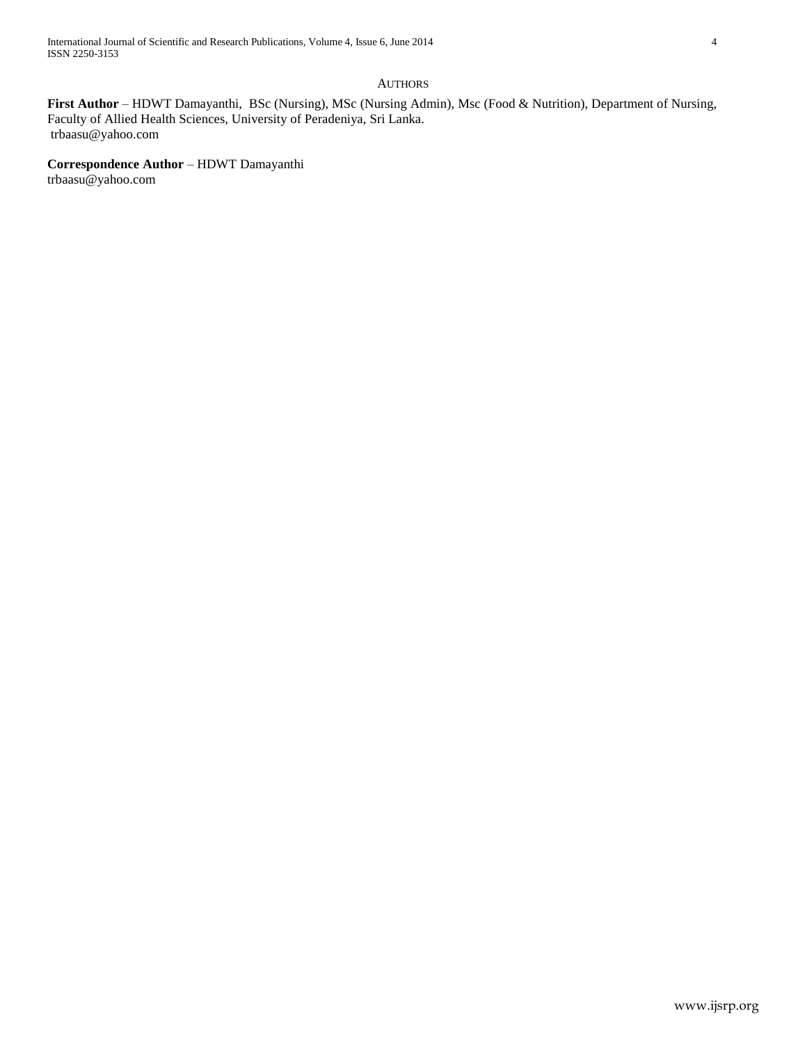## AUTHORS

**First Author** – HDWT Damayanthi, BSc (Nursing), MSc (Nursing Admin), Msc (Food & Nutrition), Department of Nursing, Faculty of Allied Health Sciences, University of Peradeniya, Sri Lanka.
trbaasu@yahoo.com

**Correspondence Author** – HDWT Damayanthi
trbaasu@yahoo.com